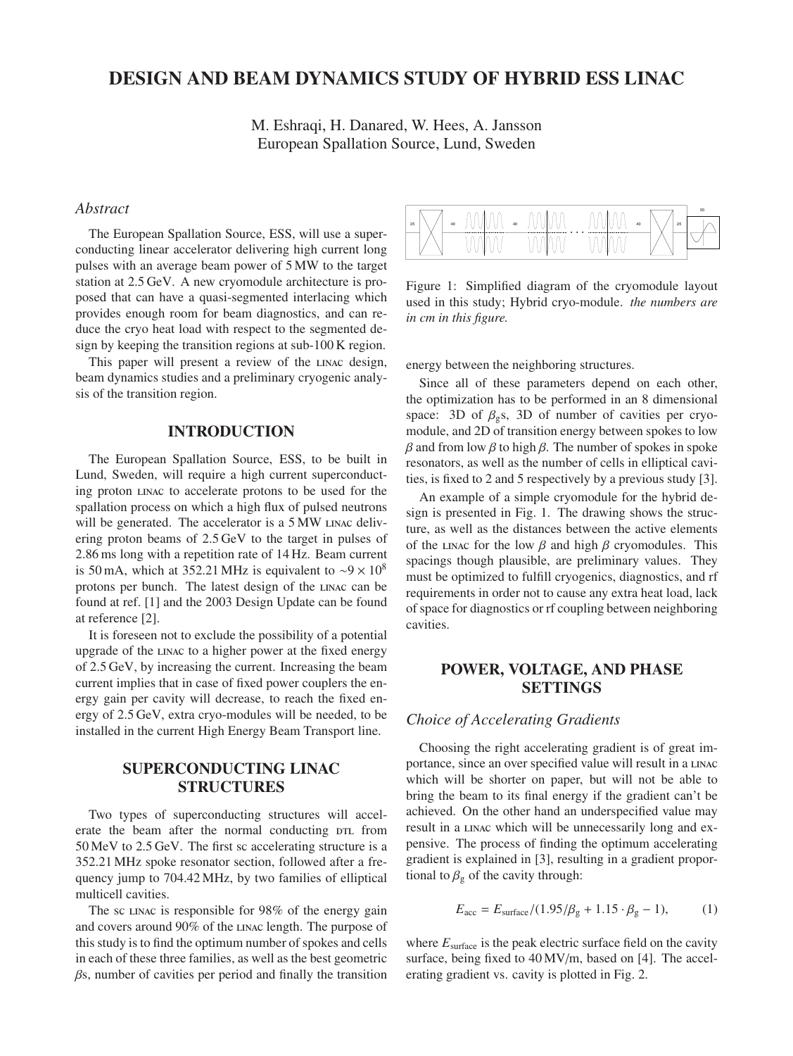# DESIGN AND BEAM DYNAMICS STUDY OF HYBRID ESS LINAC

M. Eshraqi, H. Danared, W. Hees, A. Jansson
European Spallation Source, Lund, Sweden

## *Abstract*

The European Spallation Source, ESS, will use a superconducting linear accelerator delivering high current long pulses with an average beam power of 5 MW to the target station at 2.5 GeV. A new cryomodule architecture is proposed that can have a quasi-segmented interlacing which provides enough room for beam diagnostics, and can reduce the cryo heat load with respect to the segmented design by keeping the transition regions at sub-100 K region.

This paper will present a review of the LINAC design, beam dynamics studies and a preliminary cryogenic analysis of the transition region.

## INTRODUCTION

The European Spallation Source, ESS, to be built in Lund, Sweden, will require a high current superconducting proton LINAC to accelerate protons to be used for the spallation process on which a high flux of pulsed neutrons will be generated. The accelerator is a 5 MW LINAC delivering proton beams of 2.5 GeV to the target in pulses of 2.86 ms long with a repetition rate of 14 Hz. Beam current is 50 mA, which at 352.21 MHz is equivalent to $\sim 9 \times 10^8$ protons per bunch. The latest design of the LINAC can be found at ref. [1] and the 2003 Design Update can be found at reference [2].

It is foreseen not to exclude the possibility of a potential upgrade of the LINAC to a higher power at the fixed energy of 2.5 GeV, by increasing the current. Increasing the beam current implies that in case of fixed power couplers the energy gain per cavity will decrease, to reach the fixed energy of 2.5 GeV, extra cryo-modules will be needed, to be installed in the current High Energy Beam Transport line.

## SUPERCONDUCTING LINAC STRUCTURES

Two types of superconducting structures will accelerate the beam after the normal conducting DTL from 50 MeV to 2.5 GeV. The first sc accelerating structure is a 352.21 MHz spoke resonator section, followed after a frequency jump to 704.42 MHz, by two families of elliptical multicell cavities.

The sc LINAC is responsible for 98% of the energy gain and covers around 90% of the LINAC length. The purpose of this study is to find the optimum number of spokes and cells in each of these three families, as well as the best geometric $\beta$s, number of cavities per period and finally the transition energy between the neighboring structures.

Since all of these parameters depend on each other, the optimization has to be performed in an 8 dimensional space: 3D of $\beta_g$s, 3D of number of cavities per cryomodule, and 2D of transition energy between spokes to low $\beta$ and from low $\beta$ to high $\beta$. The number of spokes in spoke resonators, as well as the number of cells in elliptical cavities, is fixed to 2 and 5 respectively by a previous study [3].

An example of a simple cryomodule for the hybrid design is presented in Fig. 1. The drawing shows the structure, as well as the distances between the active elements of the LINAC for the low $\beta$ and high $\beta$ cryomodules. This spacings though plausible, are preliminary values. They must be optimized to fulfill cryogenics, diagnostics, and rf requirements in order not to cause any extra heat load, lack of space for diagnostics or rf coupling between neighboring cavities.

Figure 1: Simplified diagram of the cryomodule layout used in this study; Hybrid cryo-module. *the numbers are in cm in this figure.*

## POWER, VOLTAGE, AND PHASE SETTINGS

### *Choice of Accelerating Gradients*

Choosing the right accelerating gradient is of great importance, since an over specified value will result in a LINAC which will be shorter on paper, but will not be able to bring the beam to its final energy if the gradient can't be achieved. On the other hand an underspecified value may result in a LINAC which will be unnecessarily long and expensive. The process of finding the optimum accelerating gradient is explained in [3], resulting in a gradient proportional to $\beta_g$ of the cavity through:

$$E_{\mathrm{acc}} = E_{\mathrm{surface}}/(1.95/\beta_g + 1.15 \cdot \beta_g - 1), \qquad (1)$$

where $E_{\mathrm{surface}}$ is the peak electric surface field on the cavity surface, being fixed to 40 MV/m, based on [4]. The accelerating gradient vs. cavity is plotted in Fig. 2.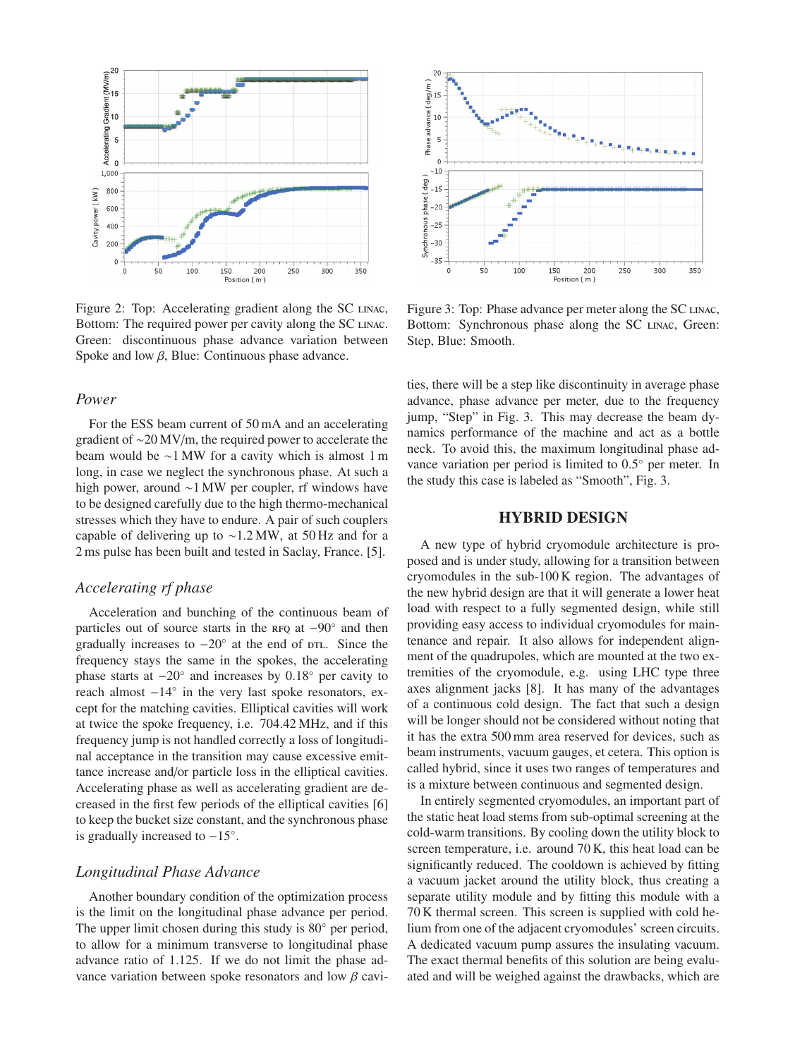Figure 2: Top: Accelerating gradient along the SC LINAC, Bottom: The required power per cavity along the SC LINAC. Green: discontinuous phase advance variation between Spoke and low $\beta$, Blue: Continuous phase advance.

Figure 3: Top: Phase advance per meter along the SC LINAC, Bottom: Synchronous phase along the SC LINAC, Green: Step, Blue: Smooth.

### *Power*

For the ESS beam current of 50 mA and an accelerating gradient of ~20 MV/m, the required power to accelerate the beam would be ~1 MW for a cavity which is almost 1 m long, in case we neglect the synchronous phase. At such a high power, around ~1 MW per coupler, rf windows have to be designed carefully due to the high thermo-mechanical stresses which they have to endure. A pair of such couplers capable of delivering up to ~1.2 MW, at 50 Hz and for a 2 ms pulse has been built and tested in Saclay, France. [5].

### *Accelerating rf phase*

Acceleration and bunching of the continuous beam of particles out of source starts in the RFQ at $-90^\circ$ and then gradually increases to $-20^\circ$ at the end of DTL. Since the frequency stays the same in the spokes, the accelerating phase starts at $-20^\circ$ and increases by $0.18^\circ$ per cavity to reach almost $-14^\circ$ in the very last spoke resonators, except for the matching cavities. Elliptical cavities will work at twice the spoke frequency, i.e. 704.42 MHz, and if this frequency jump is not handled correctly a loss of longitudinal acceptance in the transition may cause excessive emittance increase and/or particle loss in the elliptical cavities. Accelerating phase as well as accelerating gradient are decreased in the first few periods of the elliptical cavities [6] to keep the bucket size constant, and the synchronous phase is gradually increased to $-15^\circ$.

### *Longitudinal Phase Advance*

Another boundary condition of the optimization process is the limit on the longitudinal phase advance per period. The upper limit chosen during this study is $80^\circ$ per period, to allow for a minimum transverse to longitudinal phase advance ratio of 1.125. If we do not limit the phase advance variation between spoke resonators and low $\beta$ cavities, there will be a step like discontinuity in average phase advance, phase advance per meter, due to the frequency jump, "Step" in Fig. 3. This may decrease the beam dynamics performance of the machine and act as a bottle neck. To avoid this, the maximum longitudinal phase advance variation per period is limited to $0.5^\circ$ per meter. In the study this case is labeled as "Smooth", Fig. 3.

## HYBRID DESIGN

A new type of hybrid cryomodule architecture is proposed and is under study, allowing for a transition between cryomodules in the sub-100 K region. The advantages of the new hybrid design are that it will generate a lower heat load with respect to a fully segmented design, while still providing easy access to individual cryomodules for maintenance and repair. It also allows for independent alignment of the quadrupoles, which are mounted at the two extremities of the cryomodule, e.g. using LHC type three axes alignment jacks [8]. It has many of the advantages of a continuous cold design. The fact that such a design will be longer should not be considered without noting that it has the extra 500 mm area reserved for devices, such as beam instruments, vacuum gauges, et cetera. This option is called hybrid, since it uses two ranges of temperatures and is a mixture between continuous and segmented design.

In entirely segmented cryomodules, an important part of the static heat load stems from sub-optimal screening at the cold-warm transitions. By cooling down the utility block to screen temperature, i.e. around 70 K, this heat load can be significantly reduced. The cooldown is achieved by fitting a vacuum jacket around the utility block, thus creating a separate utility module and by fitting this module with a 70 K thermal screen. This screen is supplied with cold helium from one of the adjacent cryomodules' screen circuits. A dedicated vacuum pump assures the insulating vacuum. The exact thermal benefits of this solution are being evaluated and will be weighed against the drawbacks, which are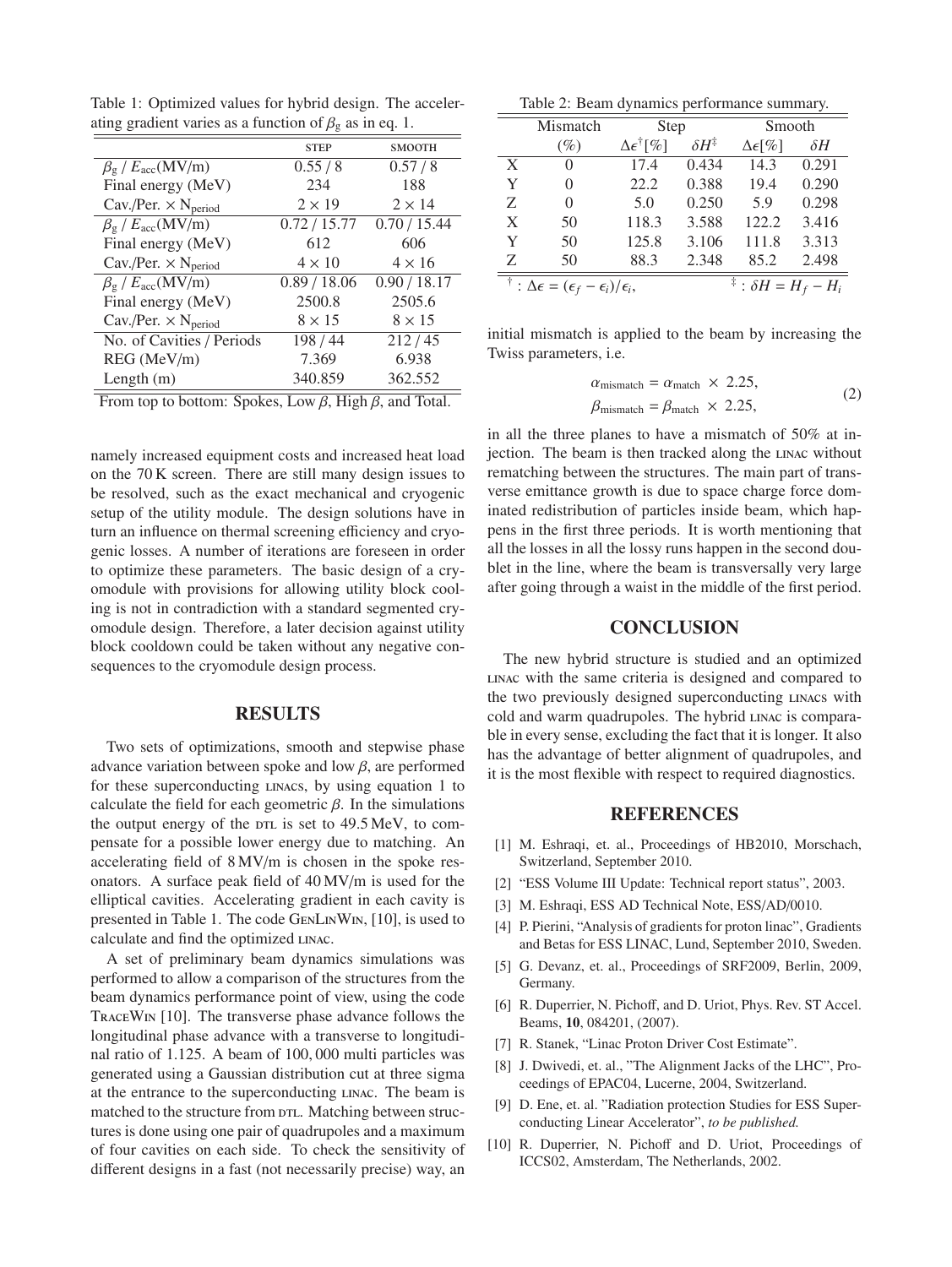Table 1: Optimized values for hybrid design. The accelerating gradient varies as a function of $\beta_g$ as in eq. 1.

| | STEP | SMOOTH |
|---|---|---|
| $\beta_g$ / $E_{acc}$(MV/m) | 0.55 / 8 | 0.57 / 8 |
| Final energy (MeV) | 234 | 188 |
| Cav./Per. × $N_{period}$ | 2 × 19 | 2 × 14 |
| $\beta_g$ / $E_{acc}$(MV/m) | 0.72 / 15.77 | 0.70 / 15.44 |
| Final energy (MeV) | 612 | 606 |
| Cav./Per. × $N_{period}$ | 4 × 10 | 4 × 16 |
| $\beta_g$ / $E_{acc}$(MV/m) | 0.89 / 18.06 | 0.90 / 18.17 |
| Final energy (MeV) | 2500.8 | 2505.6 |
| Cav./Per. × $N_{period}$ | 8 × 15 | 8 × 15 |
| No. of Cavities / Periods | 198 / 44 | 212 / 45 |
| REG (MeV/m) | 7.369 | 6.938 |
| Length (m) | 340.859 | 362.552 |

From top to bottom: Spokes, Low $\beta$, High $\beta$, and Total.

namely increased equipment costs and increased heat load on the 70 K screen. There are still many design issues to be resolved, such as the exact mechanical and cryogenic setup of the utility module. The design solutions have in turn an influence on thermal screening efficiency and cryogenic losses. A number of iterations are foreseen in order to optimize these parameters. The basic design of a cryomodule with provisions for allowing utility block cooling is not in contradiction with a standard segmented cryomodule design. Therefore, a later decision against utility block cooldown could be taken without any negative consequences to the cryomodule design process.

## RESULTS

Two sets of optimizations, smooth and stepwise phase advance variation between spoke and low $\beta$, are performed for these superconducting LINACs, by using equation 1 to calculate the field for each geometric $\beta$. In the simulations the output energy of the DTL is set to 49.5 MeV, to compensate for a possible lower energy due to matching. An accelerating field of 8 MV/m is chosen in the spoke resonators. A surface peak field of 40 MV/m is used for the elliptical cavities. Accelerating gradient in each cavity is presented in Table 1. The code GENLINWIN, [10], is used to calculate and find the optimized LINAC.

A set of preliminary beam dynamics simulations was performed to allow a comparison of the structures from the beam dynamics performance point of view, using the code TRACEWIN [10]. The transverse phase advance follows the longitudinal phase advance with a transverse to longitudinal ratio of 1.125. A beam of 100,000 multi particles was generated using a Gaussian distribution cut at three sigma at the entrance to the superconducting LINAC. The beam is matched to the structure from DTL. Matching between structures is done using one pair of quadrupoles and a maximum of four cavities on each side. To check the sensitivity of different designs in a fast (not necessarily precise) way, an

Table 2: Beam dynamics performance summary.

| | Mismatch | Step | | Smooth | |
|---|---|---|---|---|---|
| | (%) | $\Delta\epsilon^{\dagger}$[%] | $\delta H^{\ddagger}$ | $\Delta\epsilon$[%] | $\delta H$ |
| X | 0 | 17.4 | 0.434 | 14.3 | 0.291 |
| Y | 0 | 22.2 | 0.388 | 19.4 | 0.290 |
| Z | 0 | 5.0 | 0.250 | 5.9 | 0.298 |
| X | 50 | 118.3 | 3.588 | 122.2 | 3.416 |
| Y | 50 | 125.8 | 3.106 | 111.8 | 3.313 |
| Z | 50 | 88.3 | 2.348 | 85.2 | 2.498 |

$^{\dagger}$ : $\Delta\epsilon = (\epsilon_f - \epsilon_i)/\epsilon_i$, $^{\ddagger}$ : $\delta H = H_f - H_i$

initial mismatch is applied to the beam by increasing the Twiss parameters, i.e.

$$\alpha_{mismatch} = \alpha_{match} \times 2.25, \qquad \beta_{mismatch} = \beta_{match} \times 2.25, \tag{2}$$

in all the three planes to have a mismatch of 50% at injection. The beam is then tracked along the LINAC without rematching between the structures. The main part of transverse emittance growth is due to space charge force dominated redistribution of particles inside beam, which happens in the first three periods. It is worth mentioning that all the losses in all the lossy runs happen in the second doublet in the line, where the beam is transversally very large after going through a waist in the middle of the first period.

## CONCLUSION

The new hybrid structure is studied and an optimized LINAC with the same criteria is designed and compared to the two previously designed superconducting LINACs with cold and warm quadrupoles. The hybrid LINAC is comparable in every sense, excluding the fact that it is longer. It also has the advantage of better alignment of quadrupoles, and it is the most flexible with respect to required diagnostics.

## REFERENCES

[1] M. Eshraqi, et. al., Proceedings of HB2010, Morschach, Switzerland, September 2010.

[2] "ESS Volume III Update: Technical report status", 2003.

[3] M. Eshraqi, ESS AD Technical Note, ESS/AD/0010.

[4] P. Pierini, "Analysis of gradients for proton linac", Gradients and Betas for ESS LINAC, Lund, September 2010, Sweden.

[5] G. Devanz, et. al., Proceedings of SRF2009, Berlin, 2009, Germany.

[6] R. Duperrier, N. Pichoff, and D. Uriot, Phys. Rev. ST Accel. Beams, **10**, 084201, (2007).

[7] R. Stanek, "Linac Proton Driver Cost Estimate".

[8] J. Dwivedi, et. al., "The Alignment Jacks of the LHC", Proceedings of EPAC04, Lucerne, 2004, Switzerland.

[9] D. Ene, et. al. "Radiation protection Studies for ESS Superconducting Linear Accelerator", *to be published.*

[10] R. Duperrier, N. Pichoff and D. Uriot, Proceedings of ICCS02, Amsterdam, The Netherlands, 2002.